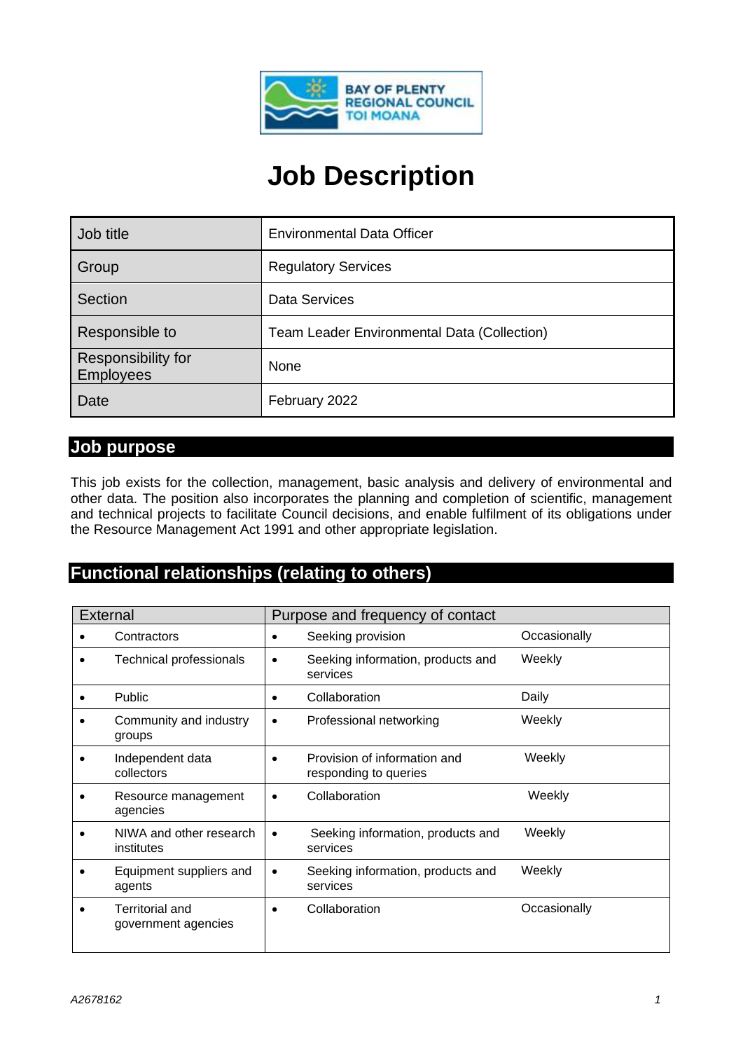BAY OF PLENTY REGIONAL COUNCIL TOI MOANA

# Job Description

| Job title | Environmental Data Officer |
|---|---|
| Group | Regulatory Services |
| Section | Data Services |
| Responsible to | Team Leader Environmental Data (Collection) |
| Responsibility for Employees | None |
| Date | February 2022 |

## Job purpose

This job exists for the collection, management, basic analysis and delivery of environmental and other data. The position also incorporates the planning and completion of scientific, management and technical projects to facilitate Council decisions, and enable fulfilment of its obligations under the Resource Management Act 1991 and other appropriate legislation.

## Functional relationships (relating to others)

| External | Purpose and frequency of contact | |
|---|---|---|
| Contractors | Seeking provision | Occasionally |
| Technical professionals | Seeking information, products and services | Weekly |
| Public | Collaboration | Daily |
| Community and industry groups | Professional networking | Weekly |
| Independent data collectors | Provision of information and responding to queries | Weekly |
| Resource management agencies | Collaboration | Weekly |
| NIWA and other research institutes | Seeking information, products and services | Weekly |
| Equipment suppliers and agents | Seeking information, products and services | Weekly |
| Territorial and government agencies | Collaboration | Occasionally |

A2678162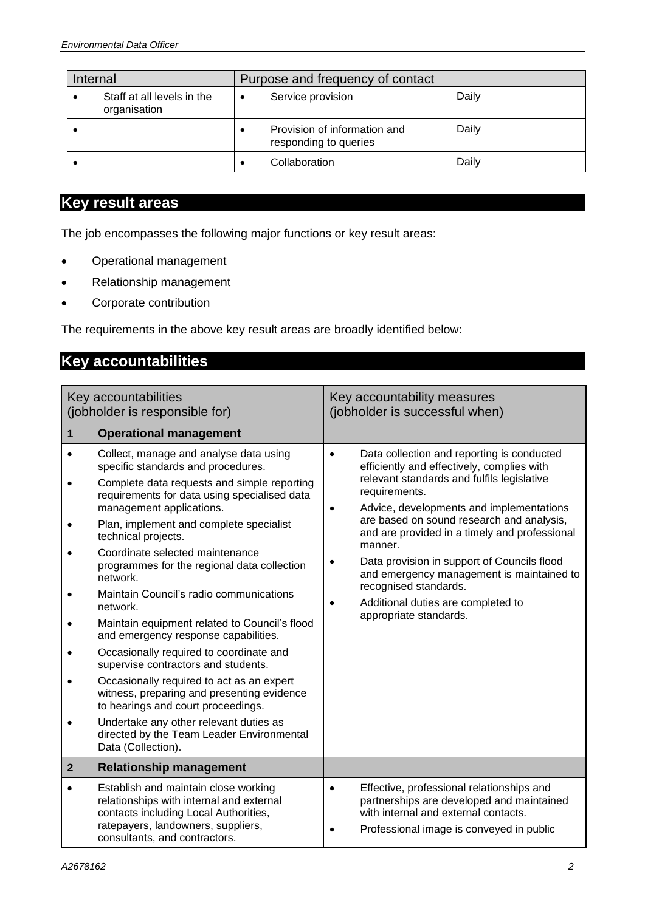| Internal | Purpose and frequency of contact | |
| --- | --- | --- |
| • Staff at all levels in the organisation | • Service provision | Daily |
| • | • Provision of information and responding to queries | Daily |
| • | • Collaboration | Daily |

## Key result areas

The job encompasses the following major functions or key result areas:

- Operational management
- Relationship management
- Corporate contribution

The requirements in the above key result areas are broadly identified below:

## Key accountabilities

| Key accountabilities (jobholder is responsible for) | Key accountability measures (jobholder is successful when) |
| --- | --- |
| **1 Operational management** | |
| • Collect, manage and analyse data using specific standards and procedures.<br>• Complete data requests and simple reporting requirements for data using specialised data management applications.<br>• Plan, implement and complete specialist technical projects.<br>• Coordinate selected maintenance programmes for the regional data collection network.<br>• Maintain Council's radio communications network.<br>• Maintain equipment related to Council's flood and emergency response capabilities.<br>• Occasionally required to coordinate and supervise contractors and students.<br>• Occasionally required to act as an expert witness, preparing and presenting evidence to hearings and court proceedings.<br>• Undertake any other relevant duties as directed by the Team Leader Environmental Data (Collection). | • Data collection and reporting is conducted efficiently and effectively, complies with relevant standards and fulfils legislative requirements.<br>• Advice, developments and implementations are based on sound research and analysis, and are provided in a timely and professional manner.<br>• Data provision in support of Councils flood and emergency management is maintained to recognised standards.<br>• Additional duties are completed to appropriate standards. |
| **2 Relationship management** | |
| • Establish and maintain close working relationships with internal and external contacts including Local Authorities, ratepayers, landowners, suppliers, consultants, and contractors. | • Effective, professional relationships and partnerships are developed and maintained with internal and external contacts.<br>• Professional image is conveyed in public |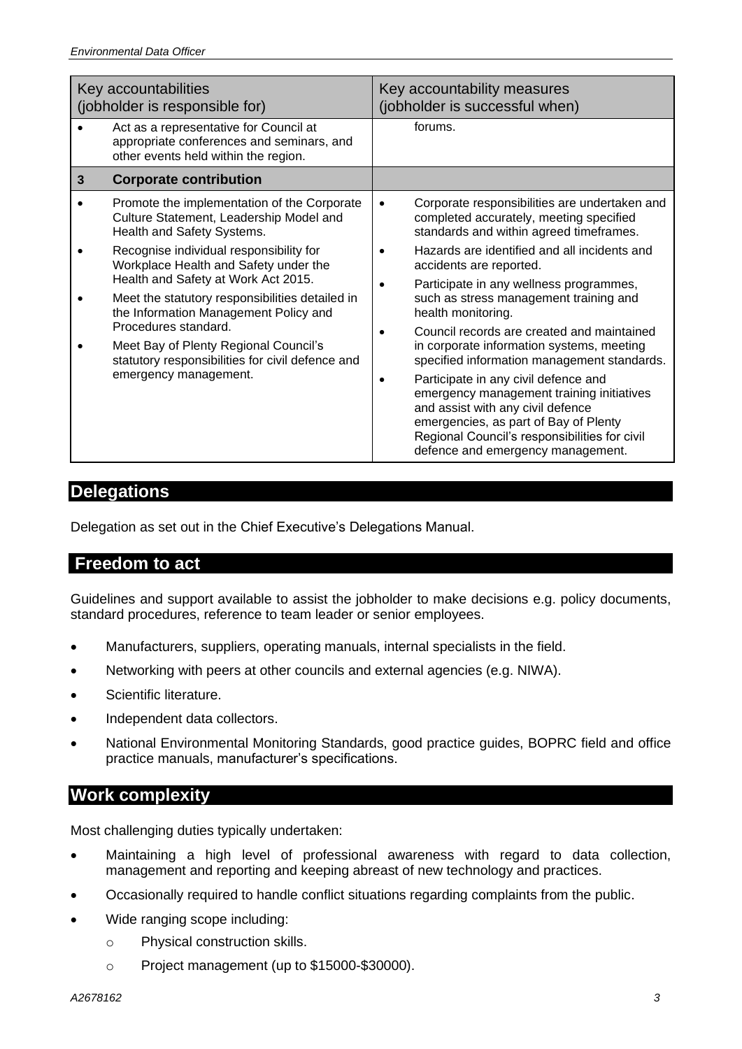| Key accountabilities (jobholder is responsible for) | Key accountability measures (jobholder is successful when) |
|---|---|
| • Act as a representative for Council at appropriate conferences and seminars, and other events held within the region. | forums. |
| **3 Corporate contribution** | |
| • Promote the implementation of the Corporate Culture Statement, Leadership Model and Health and Safety Systems.<br>• Recognise individual responsibility for Workplace Health and Safety under the Health and Safety at Work Act 2015.<br>• Meet the statutory responsibilities detailed in the Information Management Policy and Procedures standard.<br>• Meet Bay of Plenty Regional Council's statutory responsibilities for civil defence and emergency management. | • Corporate responsibilities are undertaken and completed accurately, meeting specified standards and within agreed timeframes.<br>• Hazards are identified and all incidents and accidents are reported.<br>• Participate in any wellness programmes, such as stress management training and health monitoring.<br>• Council records are created and maintained in corporate information systems, meeting specified information management standards.<br>• Participate in any civil defence and emergency management training initiatives and assist with any civil defence emergencies, as part of Bay of Plenty Regional Council's responsibilities for civil defence and emergency management. |

## Delegations

Delegation as set out in the Chief Executive's Delegations Manual.

## Freedom to act

Guidelines and support available to assist the jobholder to make decisions e.g. policy documents, standard procedures, reference to team leader or senior employees.

- Manufacturers, suppliers, operating manuals, internal specialists in the field.
- Networking with peers at other councils and external agencies (e.g. NIWA).
- Scientific literature.
- Independent data collectors.
- National Environmental Monitoring Standards, good practice guides, BOPRC field and office practice manuals, manufacturer's specifications.

## Work complexity

Most challenging duties typically undertaken:

- Maintaining a high level of professional awareness with regard to data collection, management and reporting and keeping abreast of new technology and practices.
- Occasionally required to handle conflict situations regarding complaints from the public.
- Wide ranging scope including:
  - Physical construction skills.
  - Project management (up to $15000-$30000).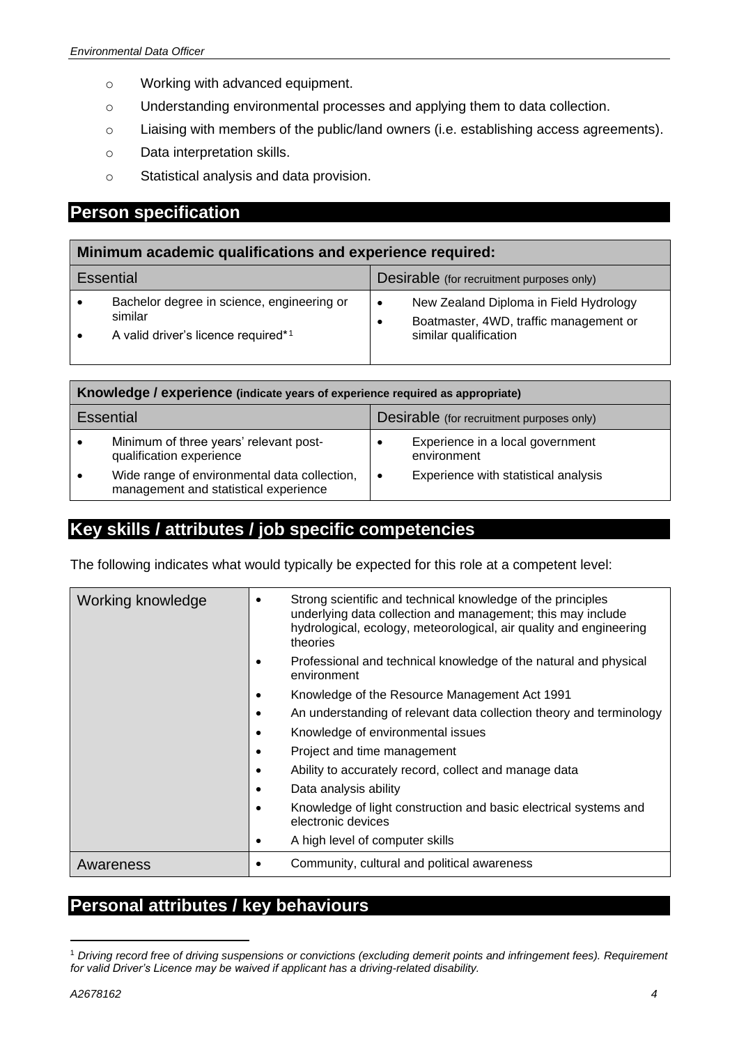- Working with advanced equipment.
- Understanding environmental processes and applying them to data collection.
- Liaising with members of the public/land owners (i.e. establishing access agreements).
- Data interpretation skills.
- Statistical analysis and data provision.

## Person specification

| **Minimum academic qualifications and experience required:** | |
|---|---|
| Essential | Desirable (for recruitment purposes only) |
| • Bachelor degree in science, engineering or similar<br>• A valid driver's licence required*[1] | • New Zealand Diploma in Field Hydrology<br>• Boatmaster, 4WD, traffic management or similar qualification |

| **Knowledge / experience** (indicate years of experience required as appropriate) | |
|---|---|
| Essential | Desirable (for recruitment purposes only) |
| • Minimum of three years' relevant post-qualification experience<br>• Wide range of environmental data collection, management and statistical experience | • Experience in a local government environment<br>• Experience with statistical analysis |

## Key skills / attributes / job specific competencies

The following indicates what would typically be expected for this role at a competent level:

| | |
|---|---|
| Working knowledge | • Strong scientific and technical knowledge of the principles underlying data collection and management; this may include hydrological, ecology, meteorological, air quality and engineering theories<br>• Professional and technical knowledge of the natural and physical environment<br>• Knowledge of the Resource Management Act 1991<br>• An understanding of relevant data collection theory and terminology<br>• Knowledge of environmental issues<br>• Project and time management<br>• Ability to accurately record, collect and manage data<br>• Data analysis ability<br>• Knowledge of light construction and basic electrical systems and electronic devices<br>• A high level of computer skills |
| Awareness | • Community, cultural and political awareness |

## Personal attributes / key behaviours

[1] *Driving record free of driving suspensions or convictions (excluding demerit points and infringement fees). Requirement for valid Driver's Licence may be waived if applicant has a driving-related disability.*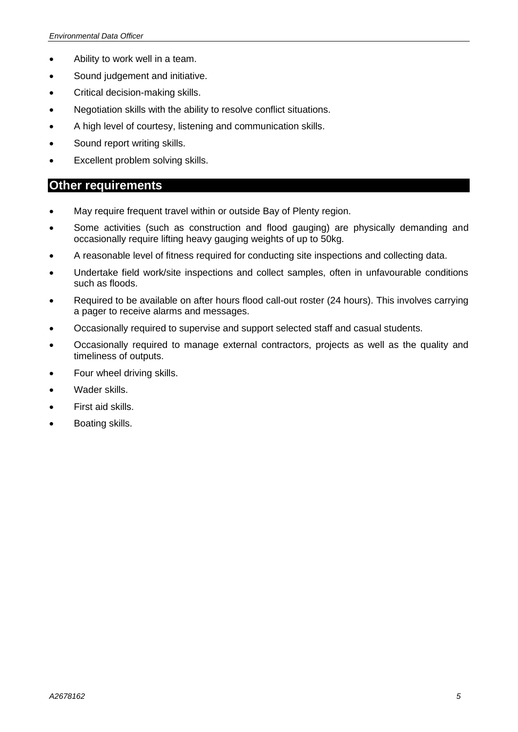- Ability to work well in a team.
- Sound judgement and initiative.
- Critical decision-making skills.
- Negotiation skills with the ability to resolve conflict situations.
- A high level of courtesy, listening and communication skills.
- Sound report writing skills.
- Excellent problem solving skills.

## Other requirements

- May require frequent travel within or outside Bay of Plenty region.
- Some activities (such as construction and flood gauging) are physically demanding and occasionally require lifting heavy gauging weights of up to 50kg.
- A reasonable level of fitness required for conducting site inspections and collecting data.
- Undertake field work/site inspections and collect samples, often in unfavourable conditions such as floods.
- Required to be available on after hours flood call-out roster (24 hours). This involves carrying a pager to receive alarms and messages.
- Occasionally required to supervise and support selected staff and casual students.
- Occasionally required to manage external contractors, projects as well as the quality and timeliness of outputs.
- Four wheel driving skills.
- Wader skills.
- First aid skills.
- Boating skills.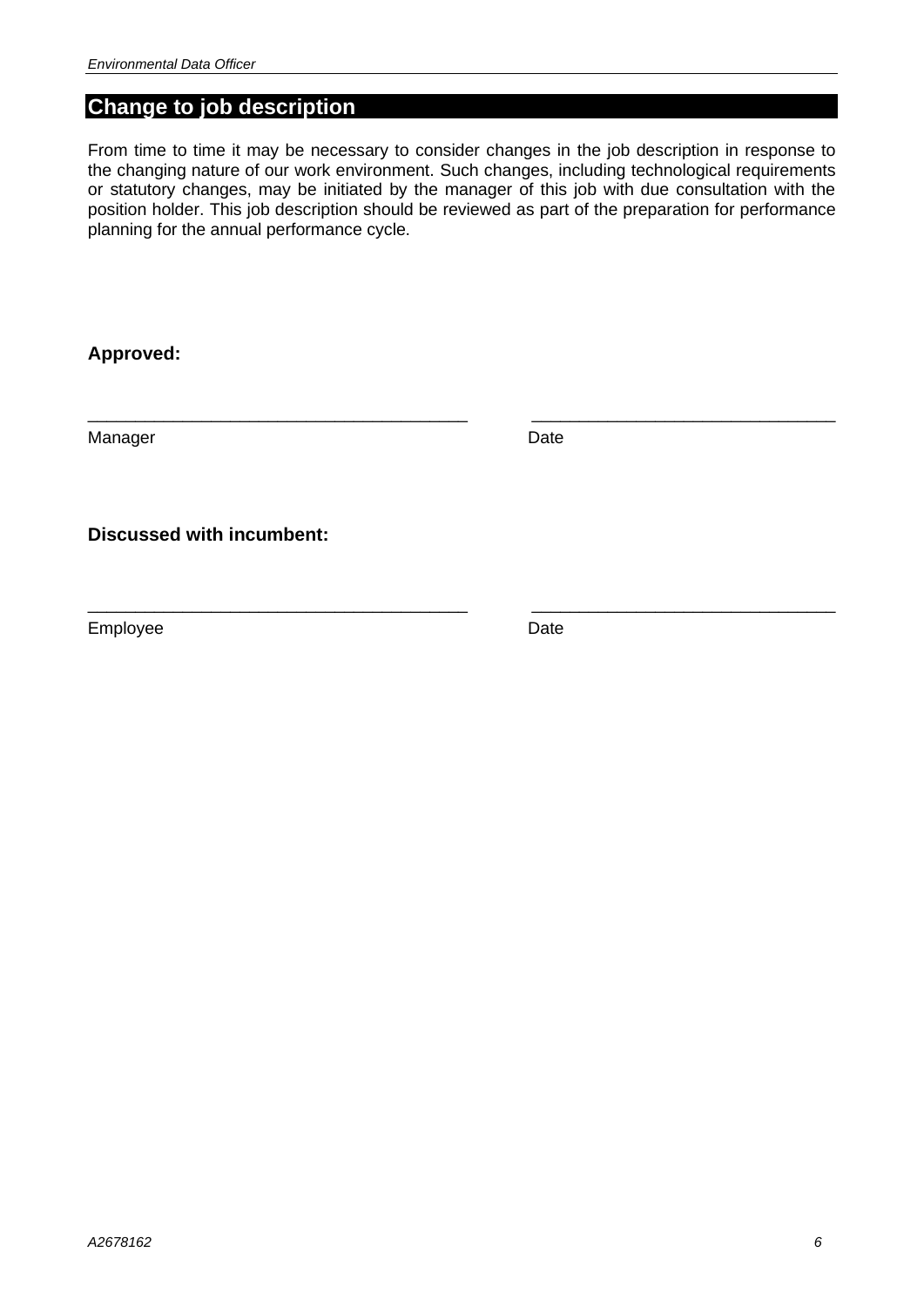## Change to job description

From time to time it may be necessary to consider changes in the job description in response to the changing nature of our work environment. Such changes, including technological requirements or statutory changes, may be initiated by the manager of this job with due consultation with the position holder. This job description should be reviewed as part of the preparation for performance planning for the annual performance cycle.

**Approved:**

| | |
|---|---|
| _______________________________________ | _______________________________ |
| Manager | Date |

**Discussed with incumbent:**

| | |
|---|---|
| _______________________________________ | _______________________________ |
| Employee | Date |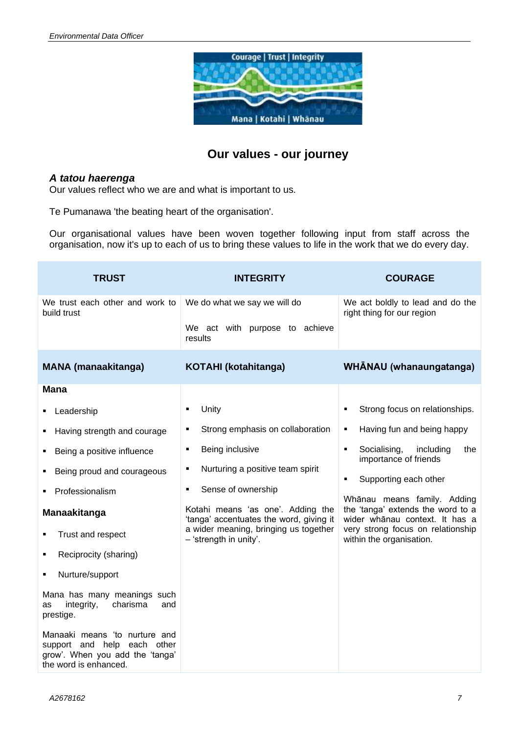## Our values - our journey

***A tatou haerenga***

Our values reflect who we are and what is important to us.

Te Pumanawa 'the beating heart of the organisation'.

Our organisational values have been woven together following input from staff across the organisation, now it's up to each of us to bring these values to life in the work that we do every day.

| TRUST | INTEGRITY | COURAGE |
|---|---|---|
| We trust each other and work to build trust | We do what we say we will do<br><br>We act with purpose to achieve results | We act boldly to lead and do the right thing for our region |
| **MANA (manaakitanga)** | **KOTAHI (kotahitanga)** | **WHĀNAU (whanaungatanga)** |
| **Mana**<br>▪ Leadership<br>▪ Having strength and courage<br>▪ Being a positive influence<br>▪ Being proud and courageous<br>▪ Professionalism<br>**Manaakitanga**<br>▪ Trust and respect<br>▪ Reciprocity (sharing)<br>▪ Nurture/support<br><br>Mana has many meanings such as integrity, charisma and prestige.<br><br>Manaaki means 'to nurture and support and help each other grow'. When you add the 'tanga' the word is enhanced. | ▪ Unity<br>▪ Strong emphasis on collaboration<br>▪ Being inclusive<br>▪ Nurturing a positive team spirit<br>▪ Sense of ownership<br><br>Kotahi means 'as one'. Adding the 'tanga' accentuates the word, giving it a wider meaning, bringing us together – 'strength in unity'. | ▪ Strong focus on relationships.<br>▪ Having fun and being happy<br>▪ Socialising, including the importance of friends<br>▪ Supporting each other<br><br>Whānau means family. Adding the 'tanga' extends the word to a wider whānau context. It has a very strong focus on relationship within the organisation. |